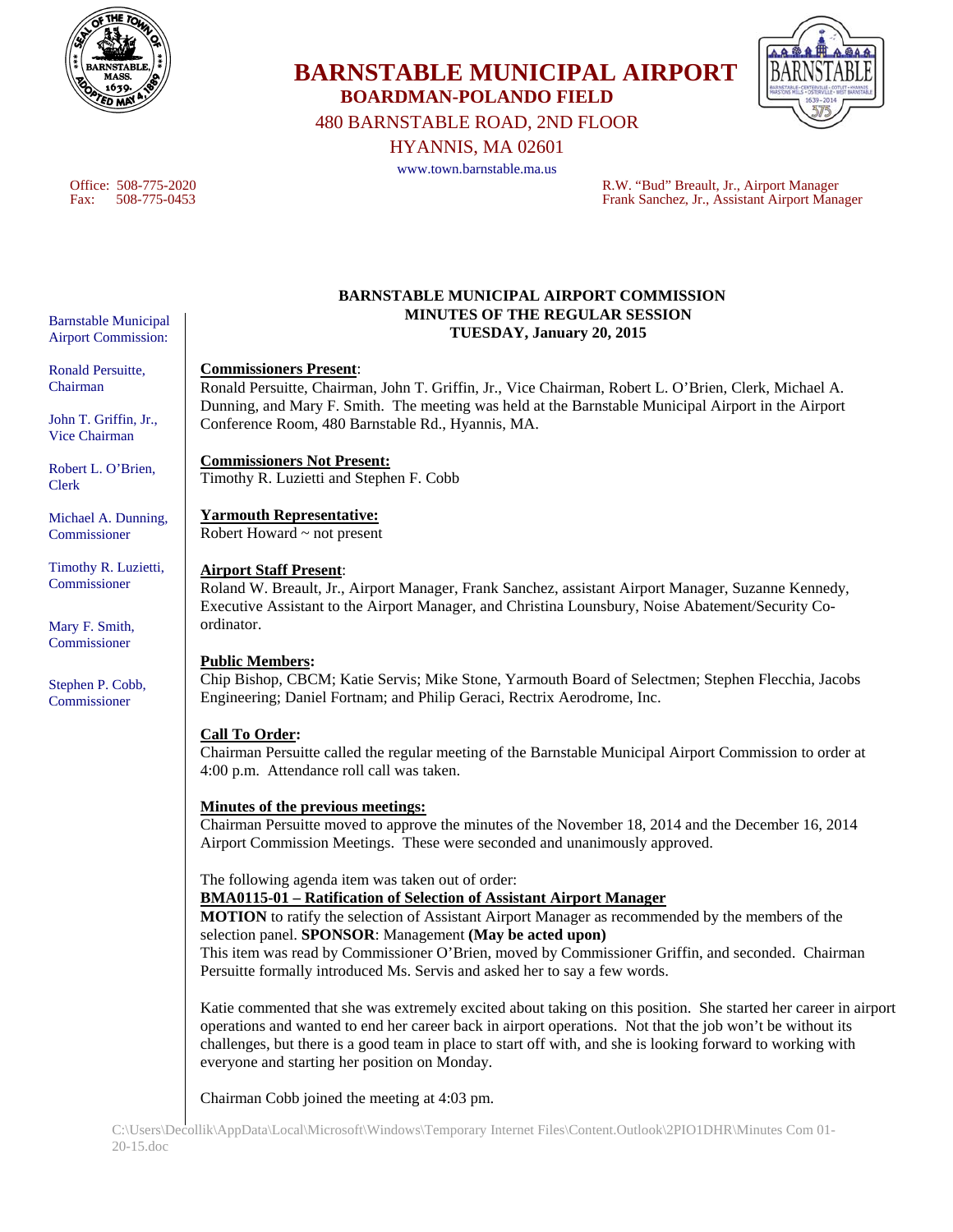# BARNSTABLE MUNICIPAL AIRPORT

## BOARDMAN-POLANDO FIELD

480 BARNSTABLE ROAD, 2ND FLOOR
HYANNIS, MA 02601
www.town.barnstable.ma.us

Office: 508-775-2020
Fax: 508-775-0453

R.W. "Bud" Breault, Jr., Airport Manager
Frank Sanchez, Jr., Assistant Airport Manager

Barnstable Municipal Airport Commission:

Ronald Persuitte, Chairman

John T. Griffin, Jr., Vice Chairman

Robert L. O'Brien, Clerk

Michael A. Dunning, Commissioner

Timothy R. Luzietti, Commissioner

Mary F. Smith, Commissioner

Stephen P. Cobb, Commissioner

**BARNSTABLE MUNICIPAL AIRPORT COMMISSION**
**MINUTES OF THE REGULAR SESSION**
**TUESDAY, January 20, 2015**

**Commissioners Present**:
Ronald Persuitte, Chairman, John T. Griffin, Jr., Vice Chairman, Robert L. O'Brien, Clerk, Michael A. Dunning, and Mary F. Smith. The meeting was held at the Barnstable Municipal Airport in the Airport Conference Room, 480 Barnstable Rd., Hyannis, MA.

**Commissioners Not Present:**
Timothy R. Luzietti and Stephen F. Cobb

**Yarmouth Representative:**
Robert Howard ~ not present

**Airport Staff Present**:
Roland W. Breault, Jr., Airport Manager, Frank Sanchez, assistant Airport Manager, Suzanne Kennedy, Executive Assistant to the Airport Manager, and Christina Lounsbury, Noise Abatement/Security Co-ordinator.

**Public Members:**
Chip Bishop, CBCM; Katie Servis; Mike Stone, Yarmouth Board of Selectmen; Stephen Flecchia, Jacobs Engineering; Daniel Fortnam; and Philip Geraci, Rectrix Aerodrome, Inc.

**Call To Order:**
Chairman Persuitte called the regular meeting of the Barnstable Municipal Airport Commission to order at 4:00 p.m. Attendance roll call was taken.

**Minutes of the previous meetings:**
Chairman Persuitte moved to approve the minutes of the November 18, 2014 and the December 16, 2014 Airport Commission Meetings. These were seconded and unanimously approved.

The following agenda item was taken out of order:
**BMA0115-01 – Ratification of Selection of Assistant Airport Manager**
**MOTION** to ratify the selection of Assistant Airport Manager as recommended by the members of the selection panel. **SPONSOR**: Management **(May be acted upon)**
This item was read by Commissioner O'Brien, moved by Commissioner Griffin, and seconded. Chairman Persuitte formally introduced Ms. Servis and asked her to say a few words.

Katie commented that she was extremely excited about taking on this position. She started her career in airport operations and wanted to end her career back in airport operations. Not that the job won't be without its challenges, but there is a good team in place to start off with, and she is looking forward to working with everyone and starting her position on Monday.

Chairman Cobb joined the meeting at 4:03 pm.

C:\Users\Decollik\AppData\Local\Microsoft\Windows\Temporary Internet Files\Content.Outlook\2PIO1DHR\Minutes Com 01-20-15.doc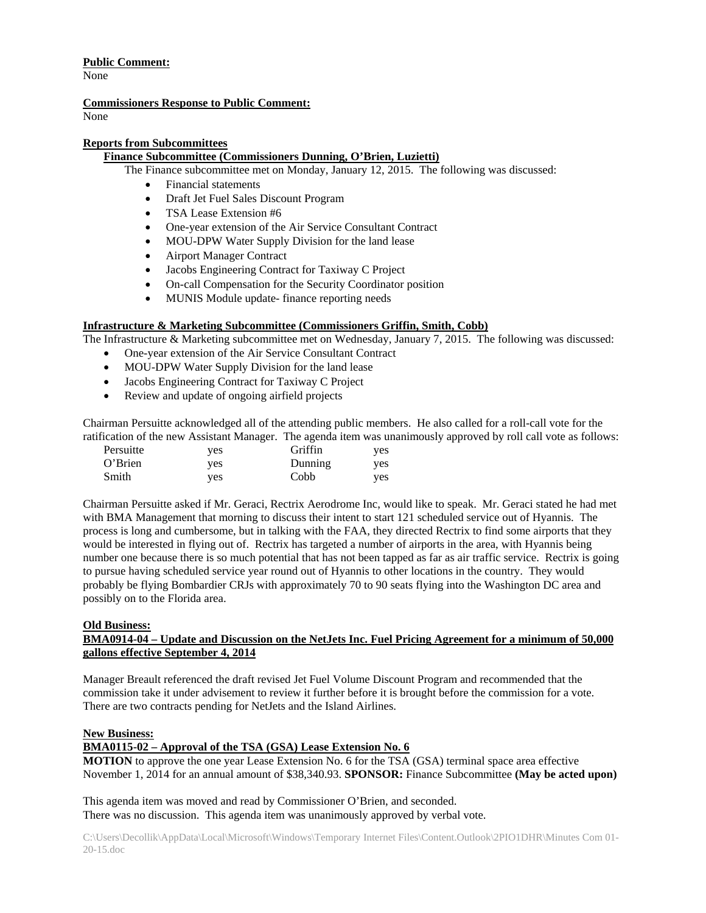**Public Comment:**
None

**Commissioners Response to Public Comment:**
None

**Reports from Subcommittees**

**Finance Subcommittee (Commissioners Dunning, O'Brien, Luzietti)**

The Finance subcommittee met on Monday, January 12, 2015. The following was discussed:

- Financial statements
- Draft Jet Fuel Sales Discount Program
- TSA Lease Extension #6
- One-year extension of the Air Service Consultant Contract
- MOU-DPW Water Supply Division for the land lease
- Airport Manager Contract
- Jacobs Engineering Contract for Taxiway C Project
- On-call Compensation for the Security Coordinator position
- MUNIS Module update- finance reporting needs

**Infrastructure & Marketing Subcommittee (Commissioners Griffin, Smith, Cobb)**

The Infrastructure & Marketing subcommittee met on Wednesday, January 7, 2015. The following was discussed:

- One-year extension of the Air Service Consultant Contract
- MOU-DPW Water Supply Division for the land lease
- Jacobs Engineering Contract for Taxiway C Project
- Review and update of ongoing airfield projects

Chairman Persuitte acknowledged all of the attending public members. He also called for a roll-call vote for the ratification of the new Assistant Manager. The agenda item was unanimously approved by roll call vote as follows:

| | | | |
|---|---|---|---|
| Persuitte | yes | Griffin | yes |
| O'Brien | yes | Dunning | yes |
| Smith | yes | Cobb | yes |

Chairman Persuitte asked if Mr. Geraci, Rectrix Aerodrome Inc, would like to speak. Mr. Geraci stated he had met with BMA Management that morning to discuss their intent to start 121 scheduled service out of Hyannis. The process is long and cumbersome, but in talking with the FAA, they directed Rectrix to find some airports that they would be interested in flying out of. Rectrix has targeted a number of airports in the area, with Hyannis being number one because there is so much potential that has not been tapped as far as air traffic service. Rectrix is going to pursue having scheduled service year round out of Hyannis to other locations in the country. They would probably be flying Bombardier CRJs with approximately 70 to 90 seats flying into the Washington DC area and possibly on to the Florida area.

**Old Business:**

**BMA0914-04 – Update and Discussion on the NetJets Inc. Fuel Pricing Agreement for a minimum of 50,000 gallons effective September 4, 2014**

Manager Breault referenced the draft revised Jet Fuel Volume Discount Program and recommended that the commission take it under advisement to review it further before it is brought before the commission for a vote. There are two contracts pending for NetJets and the Island Airlines.

**New Business:**

**BMA0115-02 – Approval of the TSA (GSA) Lease Extension No. 6**

**MOTION** to approve the one year Lease Extension No. 6 for the TSA (GSA) terminal space area effective November 1, 2014 for an annual amount of $38,340.93. **SPONSOR:** Finance Subcommittee **(May be acted upon)**

This agenda item was moved and read by Commissioner O'Brien, and seconded.
There was no discussion. This agenda item was unanimously approved by verbal vote.

C:\Users\Decollik\AppData\Local\Microsoft\Windows\Temporary Internet Files\Content.Outlook\2PIO1DHR\Minutes Com 01-20-15.doc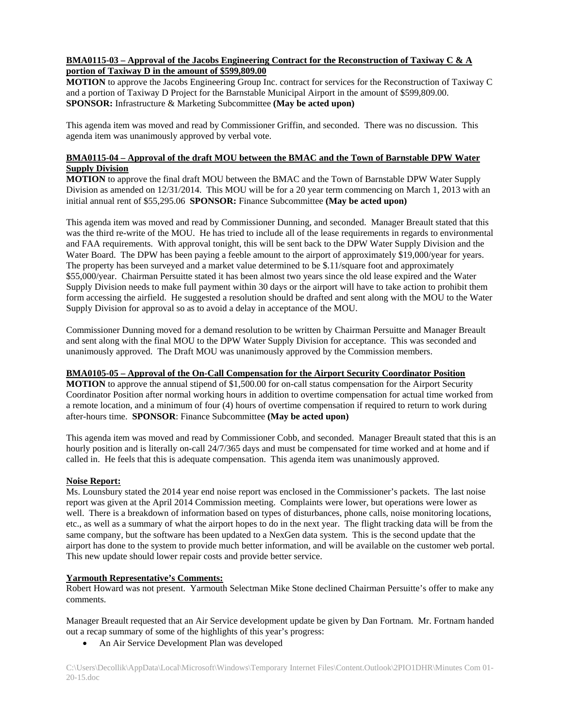**BMA0115-03 – Approval of the Jacobs Engineering Contract for the Reconstruction of Taxiway C & A portion of Taxiway D in the amount of $599,809.00**

**MOTION** to approve the Jacobs Engineering Group Inc. contract for services for the Reconstruction of Taxiway C and a portion of Taxiway D Project for the Barnstable Municipal Airport in the amount of $599,809.00.
**SPONSOR:** Infrastructure & Marketing Subcommittee **(May be acted upon)**

This agenda item was moved and read by Commissioner Griffin, and seconded. There was no discussion. This agenda item was unanimously approved by verbal vote.

**BMA0115-04 – Approval of the draft MOU between the BMAC and the Town of Barnstable DPW Water Supply Division**

**MOTION** to approve the final draft MOU between the BMAC and the Town of Barnstable DPW Water Supply Division as amended on 12/31/2014. This MOU will be for a 20 year term commencing on March 1, 2013 with an initial annual rent of $55,295.06 **SPONSOR:** Finance Subcommittee **(May be acted upon)**

This agenda item was moved and read by Commissioner Dunning, and seconded. Manager Breault stated that this was the third re-write of the MOU. He has tried to include all of the lease requirements in regards to environmental and FAA requirements. With approval tonight, this will be sent back to the DPW Water Supply Division and the Water Board. The DPW has been paying a feeble amount to the airport of approximately $19,000/year for years. The property has been surveyed and a market value determined to be $.11/square foot and approximately $55,000/year. Chairman Persuitte stated it has been almost two years since the old lease expired and the Water Supply Division needs to make full payment within 30 days or the airport will have to take action to prohibit them form accessing the airfield. He suggested a resolution should be drafted and sent along with the MOU to the Water Supply Division for approval so as to avoid a delay in acceptance of the MOU.

Commissioner Dunning moved for a demand resolution to be written by Chairman Persuitte and Manager Breault and sent along with the final MOU to the DPW Water Supply Division for acceptance. This was seconded and unanimously approved. The Draft MOU was unanimously approved by the Commission members.

**BMA0105-05 – Approval of the On-Call Compensation for the Airport Security Coordinator Position**

**MOTION** to approve the annual stipend of $1,500.00 for on-call status compensation for the Airport Security Coordinator Position after normal working hours in addition to overtime compensation for actual time worked from a remote location, and a minimum of four (4) hours of overtime compensation if required to return to work during after-hours time. **SPONSOR**: Finance Subcommittee **(May be acted upon)**

This agenda item was moved and read by Commissioner Cobb, and seconded. Manager Breault stated that this is an hourly position and is literally on-call 24/7/365 days and must be compensated for time worked and at home and if called in. He feels that this is adequate compensation. This agenda item was unanimously approved.

**Noise Report:**

Ms. Lounsbury stated the 2014 year end noise report was enclosed in the Commissioner's packets. The last noise report was given at the April 2014 Commission meeting. Complaints were lower, but operations were lower as well. There is a breakdown of information based on types of disturbances, phone calls, noise monitoring locations, etc., as well as a summary of what the airport hopes to do in the next year. The flight tracking data will be from the same company, but the software has been updated to a NexGen data system. This is the second update that the airport has done to the system to provide much better information, and will be available on the customer web portal. This new update should lower repair costs and provide better service.

**Yarmouth Representative's Comments:**

Robert Howard was not present. Yarmouth Selectman Mike Stone declined Chairman Persuitte's offer to make any comments.

Manager Breault requested that an Air Service development update be given by Dan Fortnam. Mr. Fortnam handed out a recap summary of some of the highlights of this year's progress:

- An Air Service Development Plan was developed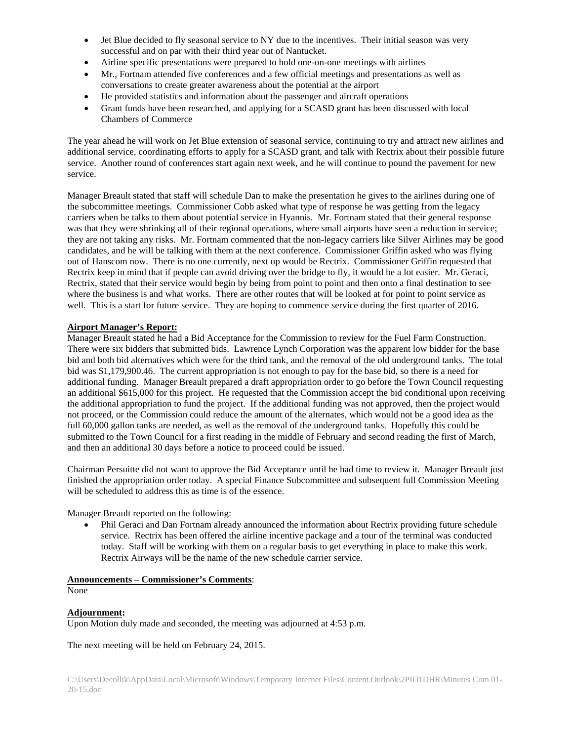- Jet Blue decided to fly seasonal service to NY due to the incentives. Their initial season was very successful and on par with their third year out of Nantucket.
- Airline specific presentations were prepared to hold one-on-one meetings with airlines
- Mr., Fortnam attended five conferences and a few official meetings and presentations as well as conversations to create greater awareness about the potential at the airport
- He provided statistics and information about the passenger and aircraft operations
- Grant funds have been researched, and applying for a SCASD grant has been discussed with local Chambers of Commerce

The year ahead he will work on Jet Blue extension of seasonal service, continuing to try and attract new airlines and additional service, coordinating efforts to apply for a SCASD grant, and talk with Rectrix about their possible future service. Another round of conferences start again next week, and he will continue to pound the pavement for new service.

Manager Breault stated that staff will schedule Dan to make the presentation he gives to the airlines during one of the subcommittee meetings. Commissioner Cobb asked what type of response he was getting from the legacy carriers when he talks to them about potential service in Hyannis. Mr. Fortnam stated that their general response was that they were shrinking all of their regional operations, where small airports have seen a reduction in service; they are not taking any risks. Mr. Fortnam commented that the non-legacy carriers like Silver Airlines may be good candidates, and he will be talking with them at the next conference. Commissioner Griffin asked who was flying out of Hanscom now. There is no one currently, next up would be Rectrix. Commissioner Griffin requested that Rectrix keep in mind that if people can avoid driving over the bridge to fly, it would be a lot easier. Mr. Geraci, Rectrix, stated that their service would begin by being from point to point and then onto a final destination to see where the business is and what works. There are other routes that will be looked at for point to point service as well. This is a start for future service. They are hoping to commence service during the first quarter of 2016.

**Airport Manager's Report:**
Manager Breault stated he had a Bid Acceptance for the Commission to review for the Fuel Farm Construction. There were six bidders that submitted bids. Lawrence Lynch Corporation was the apparent low bidder for the base bid and both bid alternatives which were for the third tank, and the removal of the old underground tanks. The total bid was $1,179,900.46. The current appropriation is not enough to pay for the base bid, so there is a need for additional funding. Manager Breault prepared a draft appropriation order to go before the Town Council requesting an additional $615,000 for this project. He requested that the Commission accept the bid conditional upon receiving the additional appropriation to fund the project. If the additional funding was not approved, then the project would not proceed, or the Commission could reduce the amount of the alternates, which would not be a good idea as the full 60,000 gallon tanks are needed, as well as the removal of the underground tanks. Hopefully this could be submitted to the Town Council for a first reading in the middle of February and second reading the first of March, and then an additional 30 days before a notice to proceed could be issued.

Chairman Persuitte did not want to approve the Bid Acceptance until he had time to review it. Manager Breault just finished the appropriation order today. A special Finance Subcommittee and subsequent full Commission Meeting will be scheduled to address this as time is of the essence.

Manager Breault reported on the following:

- Phil Geraci and Dan Fortnam already announced the information about Rectrix providing future schedule service. Rectrix has been offered the airline incentive package and a tour of the terminal was conducted today. Staff will be working with them on a regular basis to get everything in place to make this work. Rectrix Airways will be the name of the new schedule carrier service.

**Announcements – Commissioner's Comments**:
None

**Adjournment:**
Upon Motion duly made and seconded, the meeting was adjourned at 4:53 p.m.

The next meeting will be held on February 24, 2015.

C:\Users\Decollik\AppData\Local\Microsoft\Windows\Temporary Internet Files\Content.Outlook\2PIO1DHR\Minutes Com 01-20-15.doc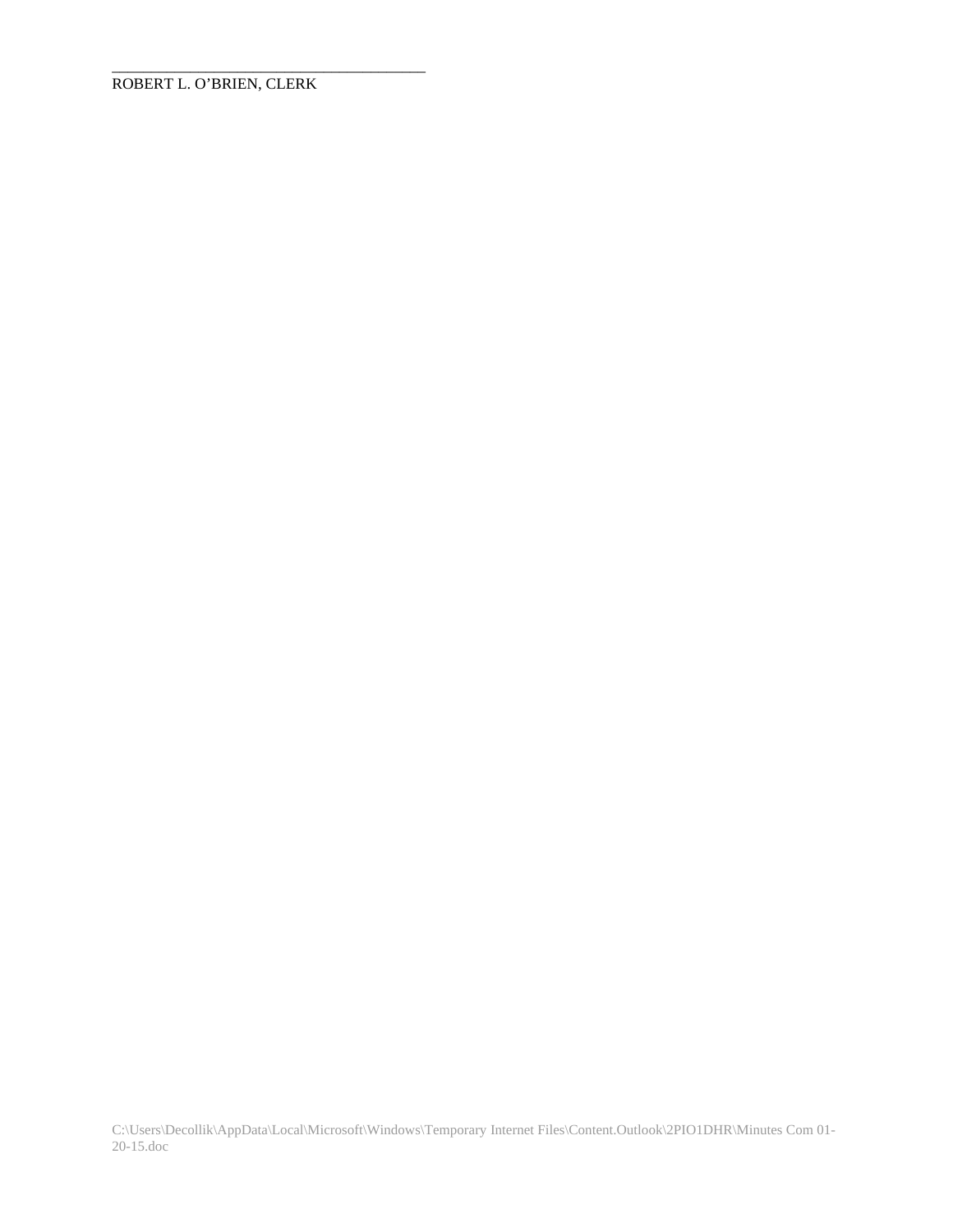\_\_\_\_\_\_\_\_\_\_\_\_\_\_\_\_\_\_\_\_\_\_\_\_\_\_\_\_\_\_\_\_\_\_\_\_\_\_\_\_

ROBERT L. O'BRIEN, CLERK

C:\Users\Decollik\AppData\Local\Microsoft\Windows\Temporary Internet Files\Content.Outlook\2PIO1DHR\Minutes Com 01-20-15.doc